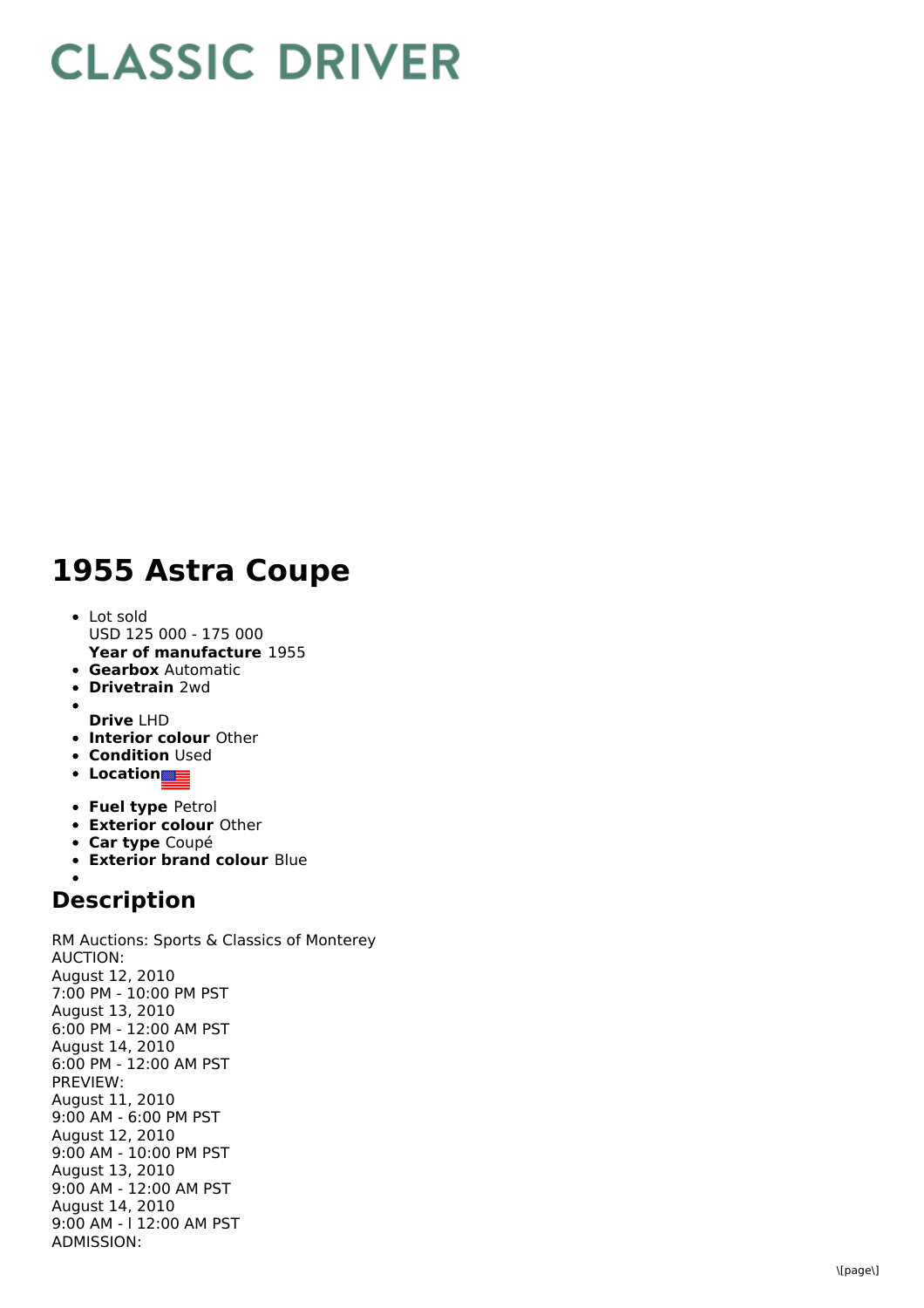# CLASSIC DRIVER

## 1955 Astra Coupe

- Lot sold
  USD 125 000 - 175 000
  **Year of manufacture** 1955
- **Gearbox** Automatic
- **Drivetrain** 2wd
- 
  **Drive** LHD
- **Interior colour** Other
- **Condition** Used
- **Location**
- **Fuel type** Petrol
- **Exterior colour** Other
- **Car type** Coupé
- **Exterior brand colour** Blue
- 

## Description

RM Auctions: Sports & Classics of Monterey
AUCTION:
August 12, 2010
7:00 PM - 10:00 PM PST
August 13, 2010
6:00 PM - 12:00 AM PST
August 14, 2010
6:00 PM - 12:00 AM PST
PREVIEW:
August 11, 2010
9:00 AM - 6:00 PM PST
August 12, 2010
9:00 AM - 10:00 PM PST
August 13, 2010
9:00 AM - 12:00 AM PST
August 14, 2010
9:00 AM - l 12:00 AM PST
ADMISSION: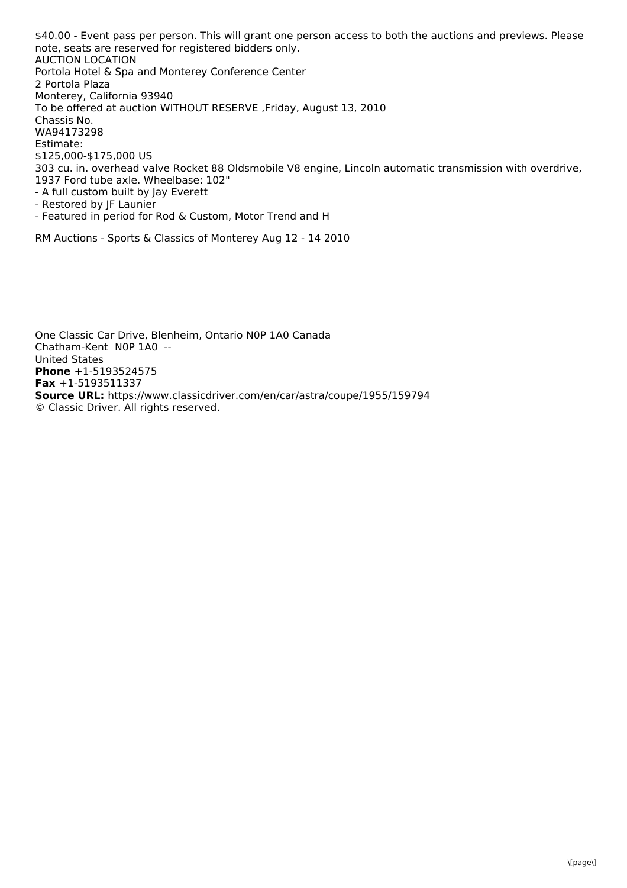$40.00 - Event pass per person. This will grant one person access to both the auctions and previews. Please note, seats are reserved for registered bidders only.
AUCTION LOCATION
Portola Hotel & Spa and Monterey Conference Center
2 Portola Plaza
Monterey, California 93940
To be offered at auction WITHOUT RESERVE ,Friday, August 13, 2010
Chassis No.
WA94173298
Estimate:
$125,000-$175,000 US
303 cu. in. overhead valve Rocket 88 Oldsmobile V8 engine, Lincoln automatic transmission with overdrive, 1937 Ford tube axle. Wheelbase: 102"
- A full custom built by Jay Everett
- Restored by JF Launier
- Featured in period for Rod & Custom, Motor Trend and H

RM Auctions - Sports & Classics of Monterey Aug 12 - 14 2010

One Classic Car Drive, Blenheim, Ontario N0P 1A0 Canada
Chatham-Kent N0P 1A0 --
United States
**Phone** +1-5193524575
**Fax** +1-5193511337
**Source URL:** https://www.classicdriver.com/en/car/astra/coupe/1955/159794
© Classic Driver. All rights reserved.